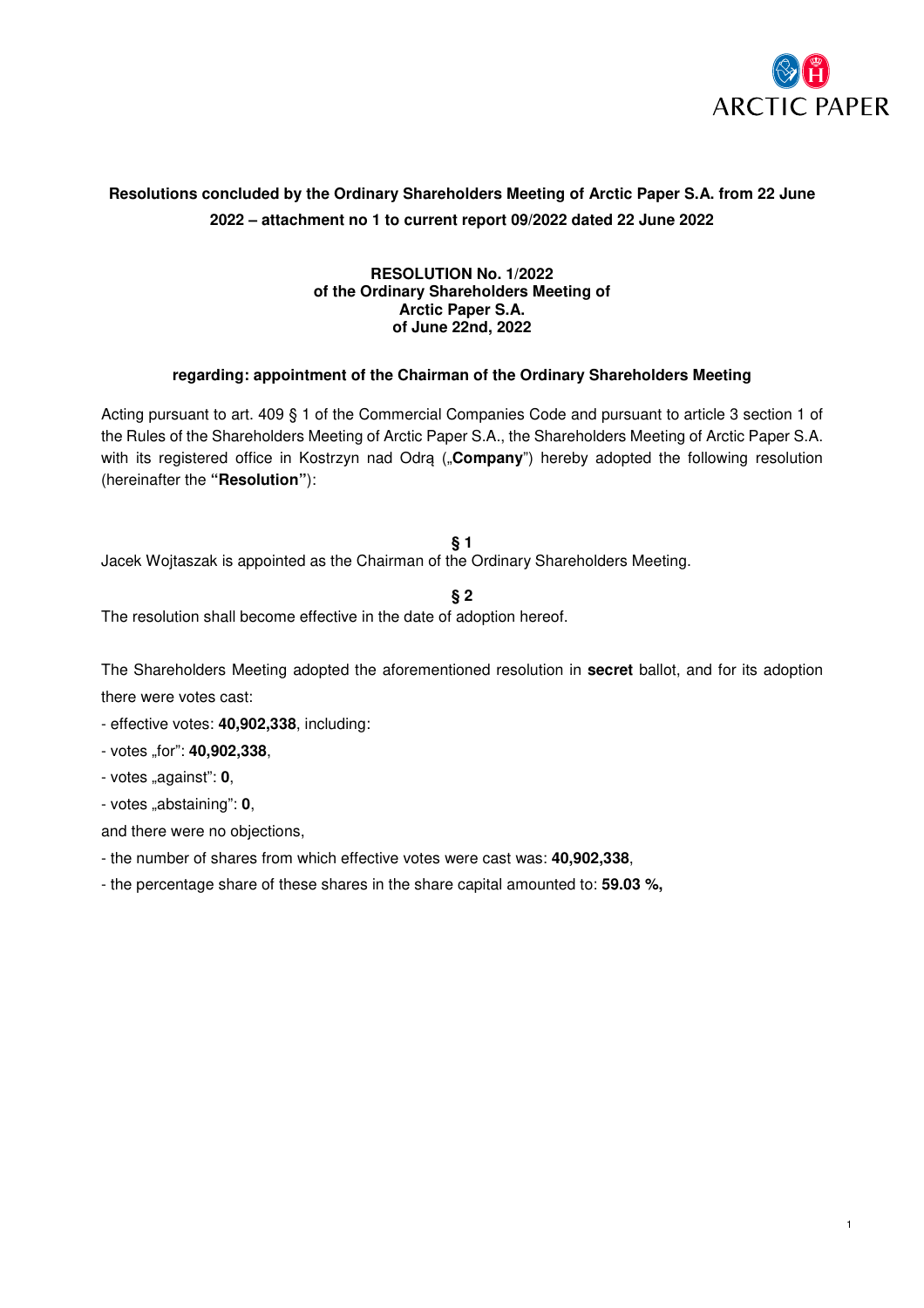**Resolutions concluded by the Ordinary Shareholders Meeting of Arctic Paper S.A. from 22 June 2022 – attachment no 1 to current report 09/2022 dated 22 June 2022**

**RESOLUTION No. 1/2022**
**of the Ordinary Shareholders Meeting of**
**Arctic Paper S.A.**
**of June 22nd, 2022**

**regarding: appointment of the Chairman of the Ordinary Shareholders Meeting**

Acting pursuant to art. 409 § 1 of the Commercial Companies Code and pursuant to article 3 section 1 of the Rules of the Shareholders Meeting of Arctic Paper S.A., the Shareholders Meeting of Arctic Paper S.A. with its registered office in Kostrzyn nad Odrą („**Company**") hereby adopted the following resolution (hereinafter the **"Resolution"**):

**§ 1**

Jacek Wojtaszak is appointed as the Chairman of the Ordinary Shareholders Meeting.

**§ 2**

The resolution shall become effective in the date of adoption hereof.

The Shareholders Meeting adopted the aforementioned resolution in **secret** ballot, and for its adoption there were votes cast:

- effective votes: **40,902,338**, including:
- votes „for": **40,902,338**,
- votes „against": **0**,
- votes „abstaining": **0**,

and there were no objections,

- the number of shares from which effective votes were cast was: **40,902,338**,
- the percentage share of these shares in the share capital amounted to: **59.03 %,**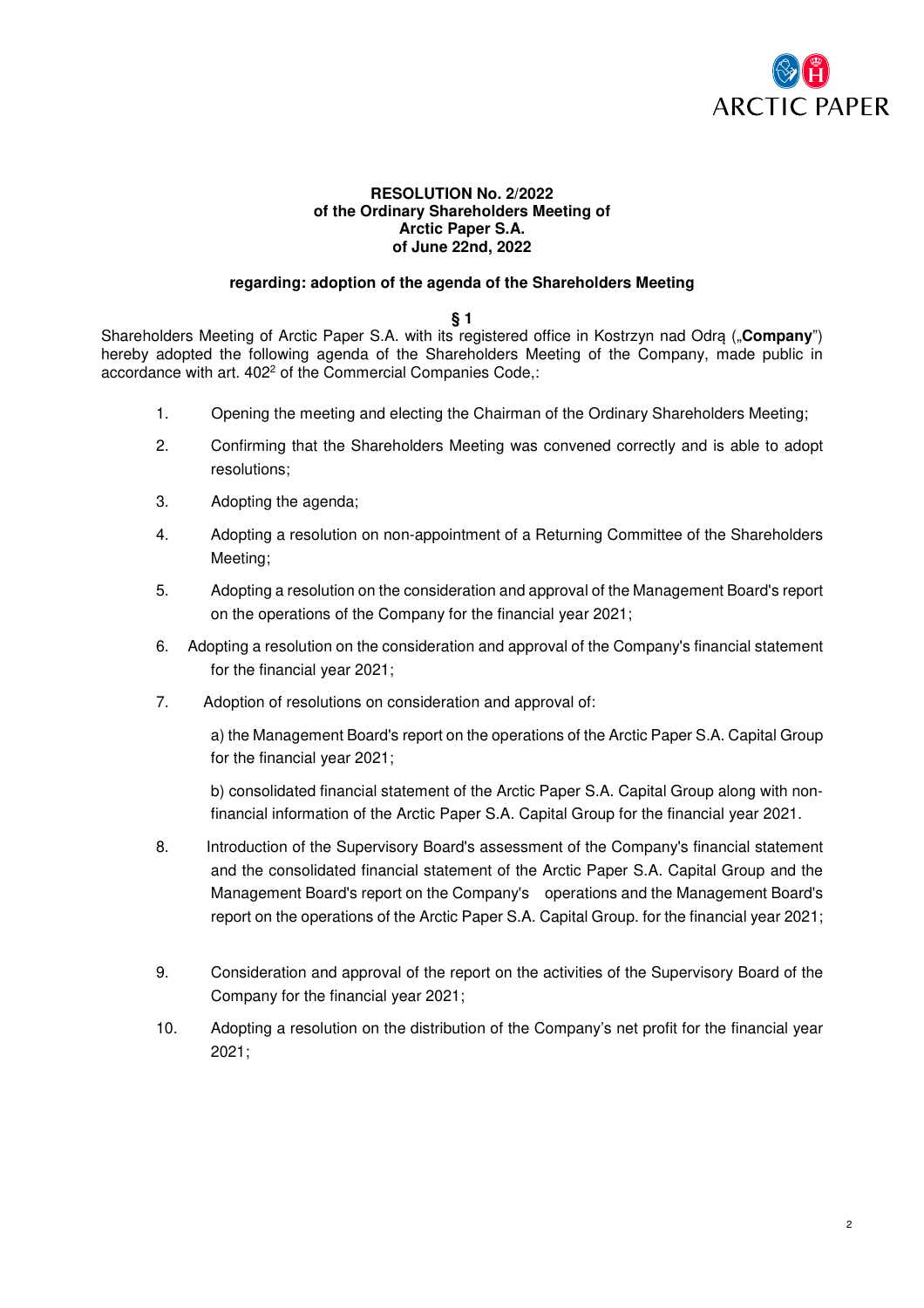**RESOLUTION No. 2/2022**
**of the Ordinary Shareholders Meeting of**
**Arctic Paper S.A.**
**of June 22nd, 2022**

**regarding: adoption of the agenda of the Shareholders Meeting**

**§ 1**

Shareholders Meeting of Arctic Paper S.A. with its registered office in Kostrzyn nad Odrą („**Company**") hereby adopted the following agenda of the Shareholders Meeting of the Company, made public in accordance with art. 402[2] of the Commercial Companies Code,:

1. Opening the meeting and electing the Chairman of the Ordinary Shareholders Meeting;
2. Confirming that the Shareholders Meeting was convened correctly and is able to adopt resolutions;
3. Adopting the agenda;
4. Adopting a resolution on non-appointment of a Returning Committee of the Shareholders Meeting;
5. Adopting a resolution on the consideration and approval of the Management Board's report on the operations of the Company for the financial year 2021;
6. Adopting a resolution on the consideration and approval of the Company's financial statement for the financial year 2021;
7. Adoption of resolutions on consideration and approval of:

   a) the Management Board's report on the operations of the Arctic Paper S.A. Capital Group for the financial year 2021;

   b) consolidated financial statement of the Arctic Paper S.A. Capital Group along with non-financial information of the Arctic Paper S.A. Capital Group for the financial year 2021.
8. Introduction of the Supervisory Board's assessment of the Company's financial statement and the consolidated financial statement of the Arctic Paper S.A. Capital Group and the Management Board's report on the Company's operations and the Management Board's report on the operations of the Arctic Paper S.A. Capital Group. for the financial year 2021;
9. Consideration and approval of the report on the activities of the Supervisory Board of the Company for the financial year 2021;
10. Adopting a resolution on the distribution of the Company's net profit for the financial year 2021;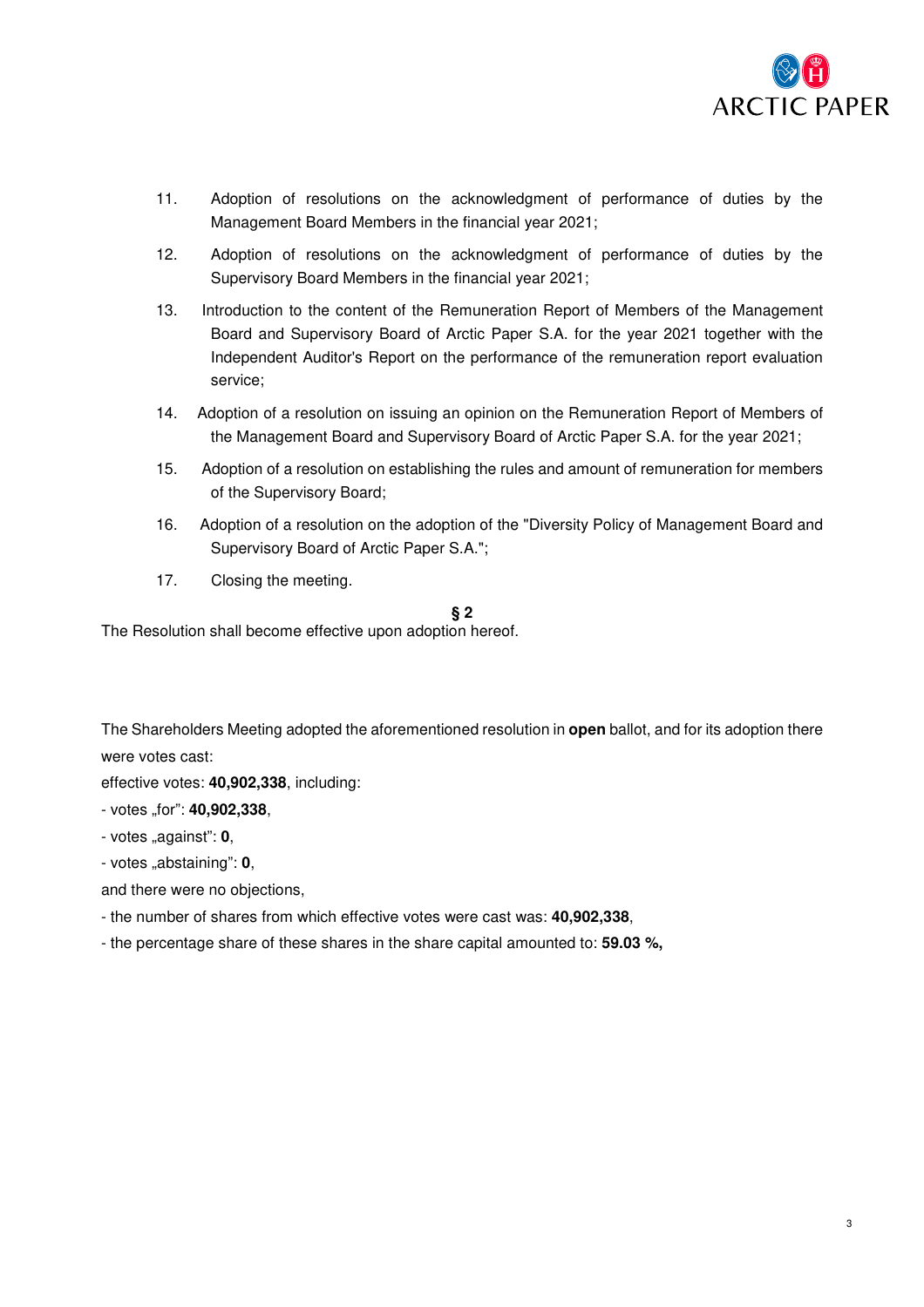11. Adoption of resolutions on the acknowledgment of performance of duties by the Management Board Members in the financial year 2021;
12. Adoption of resolutions on the acknowledgment of performance of duties by the Supervisory Board Members in the financial year 2021;
13. Introduction to the content of the Remuneration Report of Members of the Management Board and Supervisory Board of Arctic Paper S.A. for the year 2021 together with the Independent Auditor's Report on the performance of the remuneration report evaluation service;
14. Adoption of a resolution on issuing an opinion on the Remuneration Report of Members of the Management Board and Supervisory Board of Arctic Paper S.A. for the year 2021;
15. Adoption of a resolution on establishing the rules and amount of remuneration for members of the Supervisory Board;
16. Adoption of a resolution on the adoption of the "Diversity Policy of Management Board and Supervisory Board of Arctic Paper S.A.";
17. Closing the meeting.

**§ 2**

The Resolution shall become effective upon adoption hereof.

The Shareholders Meeting adopted the aforementioned resolution in **open** ballot, and for its adoption there were votes cast:

effective votes: **40,902,338**, including:

- votes „for": **40,902,338**,
- votes „against": **0**,
- votes „abstaining": **0**,

and there were no objections,

- the number of shares from which effective votes were cast was: **40,902,338**,
- the percentage share of these shares in the share capital amounted to: **59.03 %,**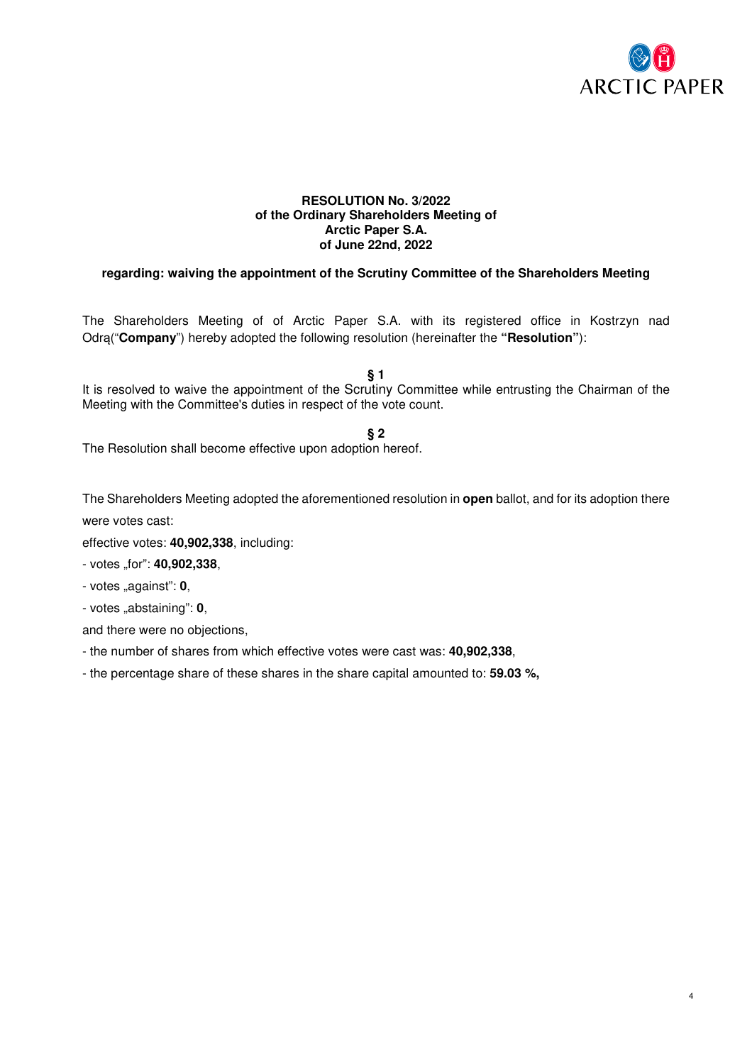**RESOLUTION No. 3/2022**
**of the Ordinary Shareholders Meeting of**
**Arctic Paper S.A.**
**of June 22nd, 2022**

**regarding: waiving the appointment of the Scrutiny Committee of the Shareholders Meeting**

The Shareholders Meeting of of Arctic Paper S.A. with its registered office in Kostrzyn nad Odrą(“**Company**”) hereby adopted the following resolution (hereinafter the **“Resolution”**):

**§ 1**

It is resolved to waive the appointment of the Scrutiny Committee while entrusting the Chairman of the Meeting with the Committee's duties in respect of the vote count.

**§ 2**

The Resolution shall become effective upon adoption hereof.

The Shareholders Meeting adopted the aforementioned resolution in **open** ballot, and for its adoption there were votes cast:

effective votes: **40,902,338**, including:

- votes „for”: **40,902,338**,
- votes „against”: **0**,
- votes „abstaining”: **0**,

and there were no objections,

- the number of shares from which effective votes were cast was: **40,902,338**,
- the percentage share of these shares in the share capital amounted to: **59.03 %,**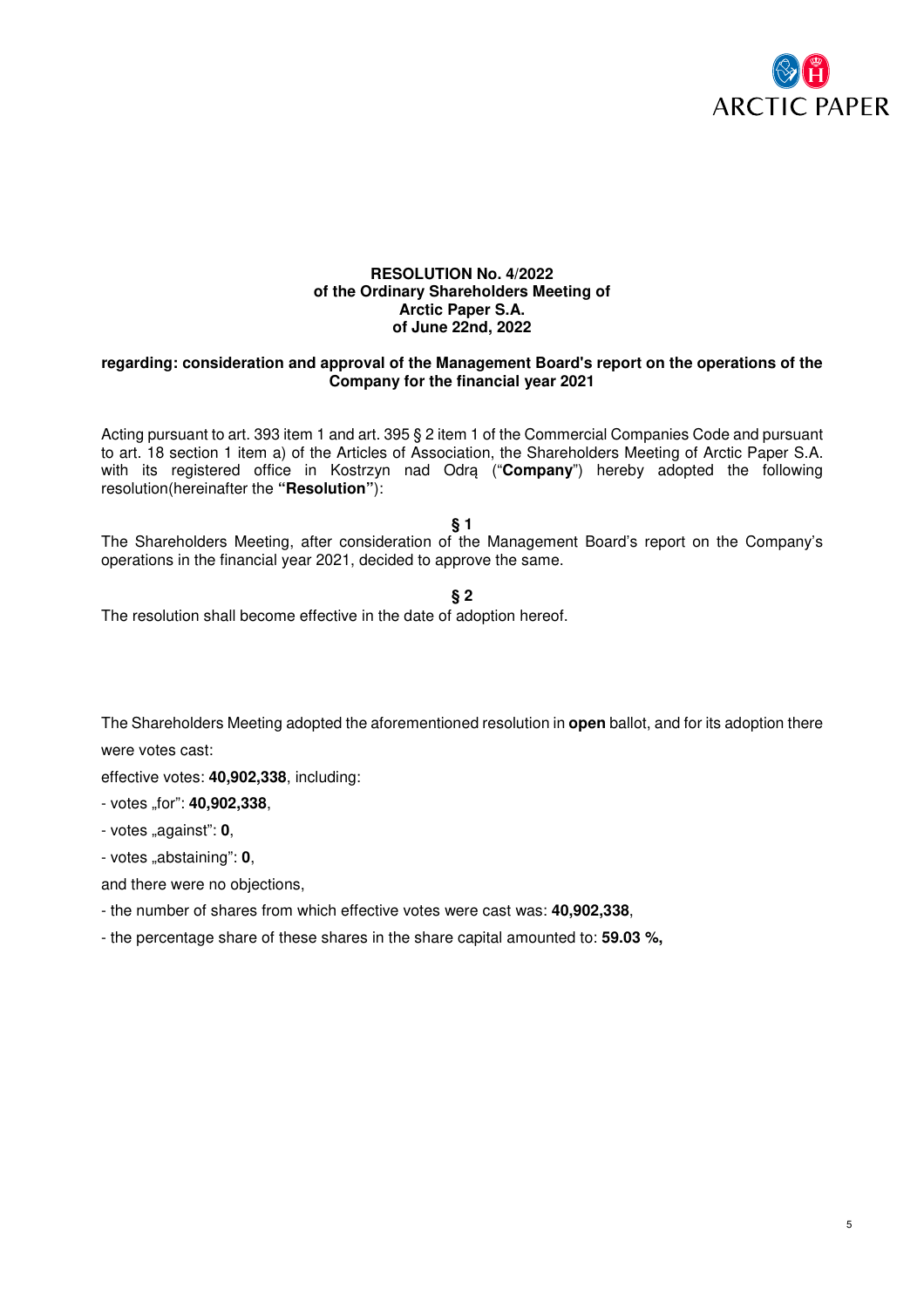**RESOLUTION No. 4/2022**
**of the Ordinary Shareholders Meeting of**
**Arctic Paper S.A.**
**of June 22nd, 2022**

**regarding: consideration and approval of the Management Board's report on the operations of the Company for the financial year 2021**

Acting pursuant to art. 393 item 1 and art. 395 § 2 item 1 of the Commercial Companies Code and pursuant to art. 18 section 1 item a) of the Articles of Association, the Shareholders Meeting of Arctic Paper S.A. with its registered office in Kostrzyn nad Odrą ("**Company**") hereby adopted the following resolution(hereinafter the **"Resolution"**):

**§ 1**

The Shareholders Meeting, after consideration of the Management Board's report on the Company's operations in the financial year 2021, decided to approve the same.

**§ 2**

The resolution shall become effective in the date of adoption hereof.

The Shareholders Meeting adopted the aforementioned resolution in **open** ballot, and for its adoption there were votes cast:

effective votes: **40,902,338**, including:

- votes „for": **40,902,338**,
- votes „against": **0**,
- votes „abstaining": **0**,

and there were no objections,

- the number of shares from which effective votes were cast was: **40,902,338**,
- the percentage share of these shares in the share capital amounted to: **59.03 %,**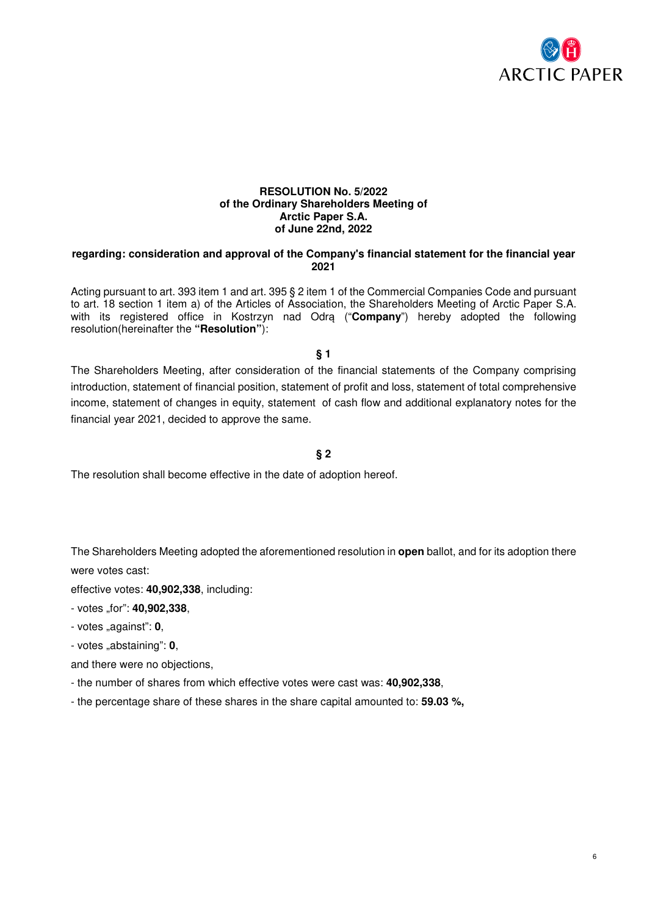**RESOLUTION No. 5/2022**
**of the Ordinary Shareholders Meeting of**
**Arctic Paper S.A.**
**of June 22nd, 2022**

**regarding: consideration and approval of the Company's financial statement for the financial year 2021**

Acting pursuant to art. 393 item 1 and art. 395 § 2 item 1 of the Commercial Companies Code and pursuant to art. 18 section 1 item a) of the Articles of Association, the Shareholders Meeting of Arctic Paper S.A. with its registered office in Kostrzyn nad Odrą ("**Company**") hereby adopted the following resolution(hereinafter the **"Resolution"**):

**§ 1**

The Shareholders Meeting, after consideration of the financial statements of the Company comprising introduction, statement of financial position, statement of profit and loss, statement of total comprehensive income, statement of changes in equity, statement of cash flow and additional explanatory notes for the financial year 2021, decided to approve the same.

**§ 2**

The resolution shall become effective in the date of adoption hereof.

The Shareholders Meeting adopted the aforementioned resolution in **open** ballot, and for its adoption there were votes cast:

effective votes: **40,902,338**, including:

- votes „for": **40,902,338**,
- votes „against": **0**,
- votes „abstaining": **0**,

and there were no objections,

- the number of shares from which effective votes were cast was: **40,902,338**,
- the percentage share of these shares in the share capital amounted to: **59.03 %,**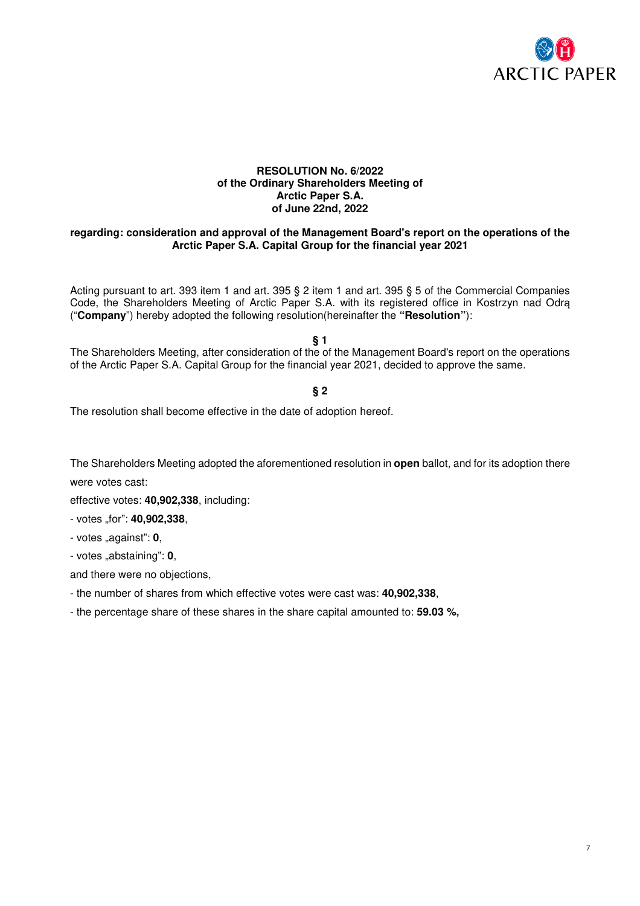**RESOLUTION No. 6/2022**
**of the Ordinary Shareholders Meeting of**
**Arctic Paper S.A.**
**of June 22nd, 2022**

**regarding: consideration and approval of the Management Board's report on the operations of the Arctic Paper S.A. Capital Group for the financial year 2021**

Acting pursuant to art. 393 item 1 and art. 395 § 2 item 1 and art. 395 § 5 of the Commercial Companies Code, the Shareholders Meeting of Arctic Paper S.A. with its registered office in Kostrzyn nad Odrą ("**Company**") hereby adopted the following resolution(hereinafter the **"Resolution"**):

**§ 1**

The Shareholders Meeting, after consideration of the of the Management Board's report on the operations of the Arctic Paper S.A. Capital Group for the financial year 2021, decided to approve the same.

**§ 2**

The resolution shall become effective in the date of adoption hereof.

The Shareholders Meeting adopted the aforementioned resolution in **open** ballot, and for its adoption there were votes cast:

effective votes: **40,902,338**, including:

- votes „for": **40,902,338**,
- votes „against": **0**,
- votes „abstaining": **0**,

and there were no objections,

- the number of shares from which effective votes were cast was: **40,902,338**,
- the percentage share of these shares in the share capital amounted to: **59.03 %,**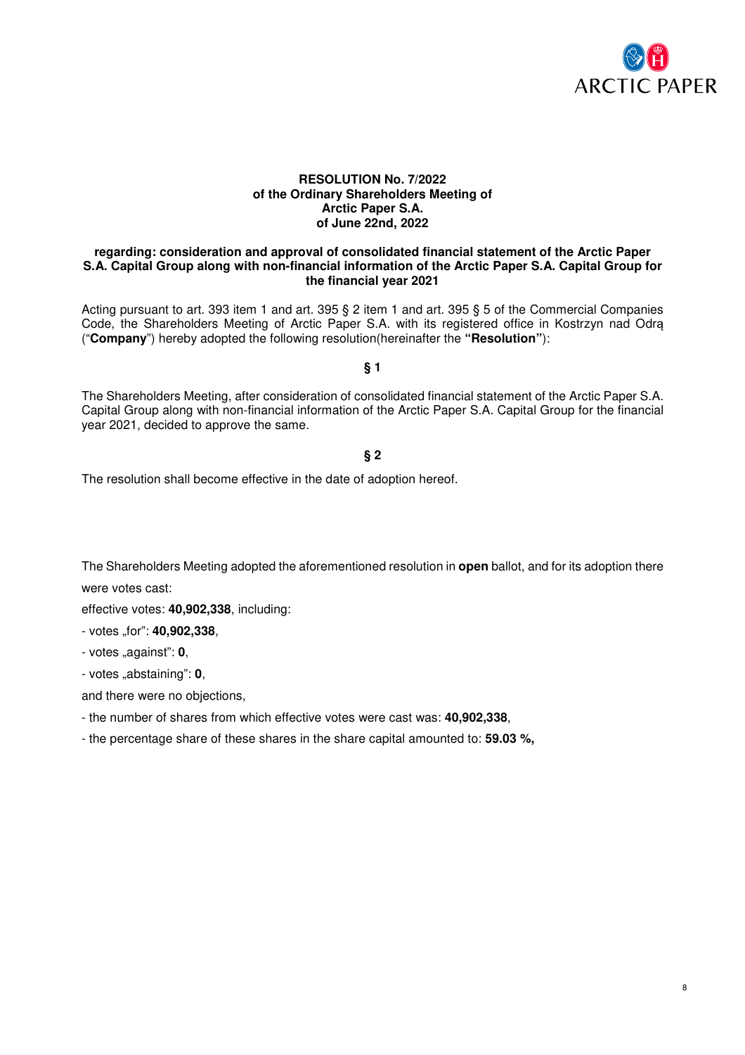**RESOLUTION No. 7/2022**
**of the Ordinary Shareholders Meeting of**
**Arctic Paper S.A.**
**of June 22nd, 2022**

**regarding: consideration and approval of consolidated financial statement of the Arctic Paper S.A. Capital Group along with non-financial information of the Arctic Paper S.A. Capital Group for the financial year 2021**

Acting pursuant to art. 393 item 1 and art. 395 § 2 item 1 and art. 395 § 5 of the Commercial Companies Code, the Shareholders Meeting of Arctic Paper S.A. with its registered office in Kostrzyn nad Odrą ("**Company**") hereby adopted the following resolution(hereinafter the **"Resolution"**):

**§ 1**

The Shareholders Meeting, after consideration of consolidated financial statement of the Arctic Paper S.A. Capital Group along with non-financial information of the Arctic Paper S.A. Capital Group for the financial year 2021, decided to approve the same.

**§ 2**

The resolution shall become effective in the date of adoption hereof.

The Shareholders Meeting adopted the aforementioned resolution in **open** ballot, and for its adoption there were votes cast:

effective votes: **40,902,338**, including:

- votes „for": **40,902,338**,
- votes „against": **0**,
- votes „abstaining": **0**,

and there were no objections,

- the number of shares from which effective votes were cast was: **40,902,338**,
- the percentage share of these shares in the share capital amounted to: **59.03 %,**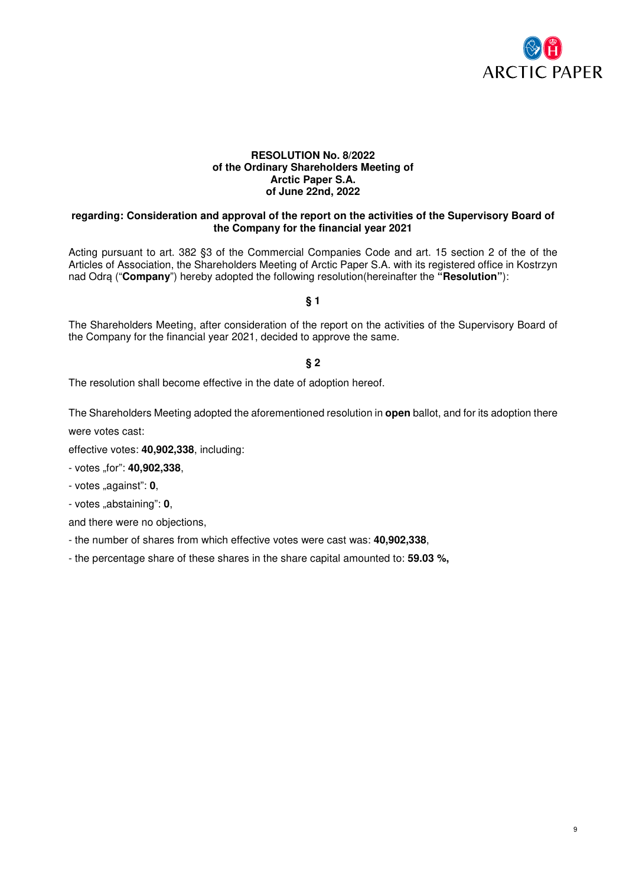**RESOLUTION No. 8/2022**
**of the Ordinary Shareholders Meeting of**
**Arctic Paper S.A.**
**of June 22nd, 2022**

**regarding: Consideration and approval of the report on the activities of the Supervisory Board of the Company for the financial year 2021**

Acting pursuant to art. 382 §3 of the Commercial Companies Code and art. 15 section 2 of the of the Articles of Association, the Shareholders Meeting of Arctic Paper S.A. with its registered office in Kostrzyn nad Odrą ("**Company**") hereby adopted the following resolution(hereinafter the **"Resolution"**):

**§ 1**

The Shareholders Meeting, after consideration of the report on the activities of the Supervisory Board of the Company for the financial year 2021, decided to approve the same.

**§ 2**

The resolution shall become effective in the date of adoption hereof.

The Shareholders Meeting adopted the aforementioned resolution in **open** ballot, and for its adoption there were votes cast:

effective votes: **40,902,338**, including:

- votes „for": **40,902,338**,

- votes „against": **0**,

- votes „abstaining": **0**,

and there were no objections,

- the number of shares from which effective votes were cast was: **40,902,338**,

- the percentage share of these shares in the share capital amounted to: **59.03 %,**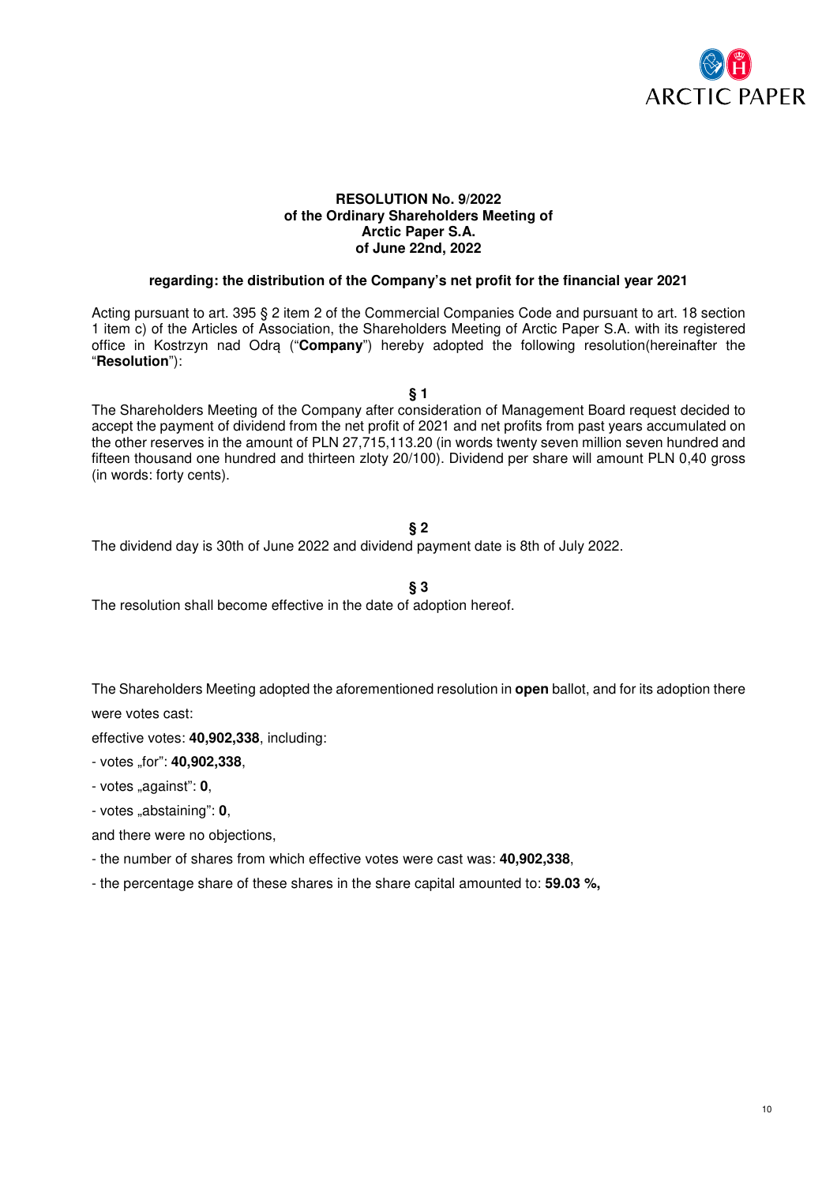**RESOLUTION No. 9/2022**
**of the Ordinary Shareholders Meeting of**
**Arctic Paper S.A.**
**of June 22nd, 2022**

**regarding: the distribution of the Company's net profit for the financial year 2021**

Acting pursuant to art. 395 § 2 item 2 of the Commercial Companies Code and pursuant to art. 18 section 1 item c) of the Articles of Association, the Shareholders Meeting of Arctic Paper S.A. with its registered office in Kostrzyn nad Odrą ("**Company**") hereby adopted the following resolution(hereinafter the "**Resolution**"):

**§ 1**

The Shareholders Meeting of the Company after consideration of Management Board request decided to accept the payment of dividend from the net profit of 2021 and net profits from past years accumulated on the other reserves in the amount of PLN 27,715,113.20 (in words twenty seven million seven hundred and fifteen thousand one hundred and thirteen zloty 20/100). Dividend per share will amount PLN 0,40 gross (in words: forty cents).

**§ 2**

The dividend day is 30th of June 2022 and dividend payment date is 8th of July 2022.

**§ 3**

The resolution shall become effective in the date of adoption hereof.

The Shareholders Meeting adopted the aforementioned resolution in **open** ballot, and for its adoption there were votes cast:

effective votes: **40,902,338**, including:

- votes „for": **40,902,338**,
- votes „against": **0**,
- votes „abstaining": **0**,

and there were no objections,

- the number of shares from which effective votes were cast was: **40,902,338**,
- the percentage share of these shares in the share capital amounted to: **59.03 %,**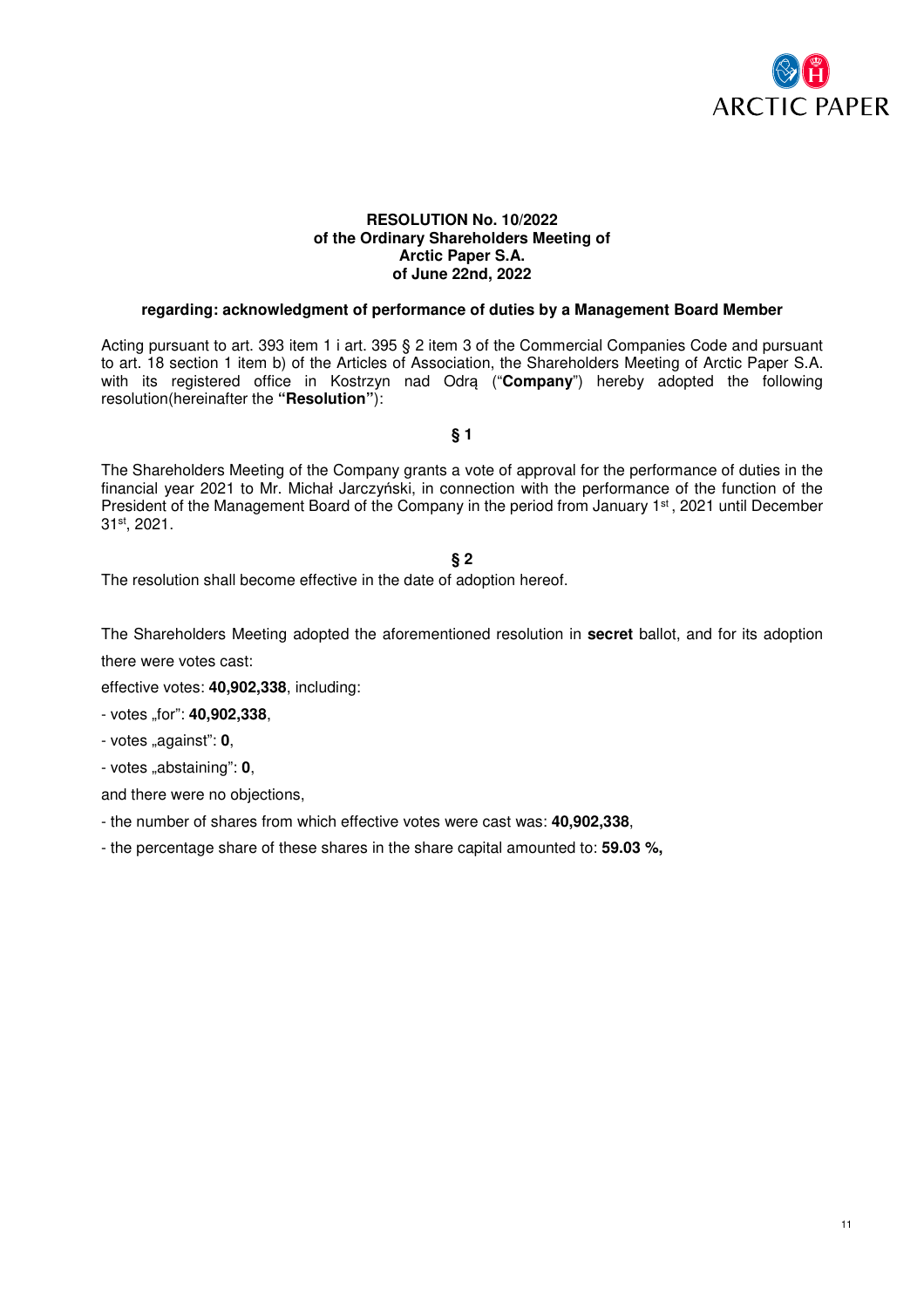**RESOLUTION No. 10/2022**
**of the Ordinary Shareholders Meeting of**
**Arctic Paper S.A.**
**of June 22nd, 2022**

**regarding: acknowledgment of performance of duties by a Management Board Member**

Acting pursuant to art. 393 item 1 i art. 395 § 2 item 3 of the Commercial Companies Code and pursuant to art. 18 section 1 item b) of the Articles of Association, the Shareholders Meeting of Arctic Paper S.A. with its registered office in Kostrzyn nad Odrą ("**Company**") hereby adopted the following resolution(hereinafter the **"Resolution"**):

**§ 1**

The Shareholders Meeting of the Company grants a vote of approval for the performance of duties in the financial year 2021 to Mr. Michał Jarczyński, in connection with the performance of the function of the President of the Management Board of the Company in the period from January 1st , 2021 until December 31st, 2021.

**§ 2**

The resolution shall become effective in the date of adoption hereof.

The Shareholders Meeting adopted the aforementioned resolution in **secret** ballot, and for its adoption there were votes cast:

effective votes: **40,902,338**, including:

- votes „for": **40,902,338**,
- votes „against": **0**,
- votes „abstaining": **0**,

and there were no objections,

- the number of shares from which effective votes were cast was: **40,902,338**,
- the percentage share of these shares in the share capital amounted to: **59.03 %,**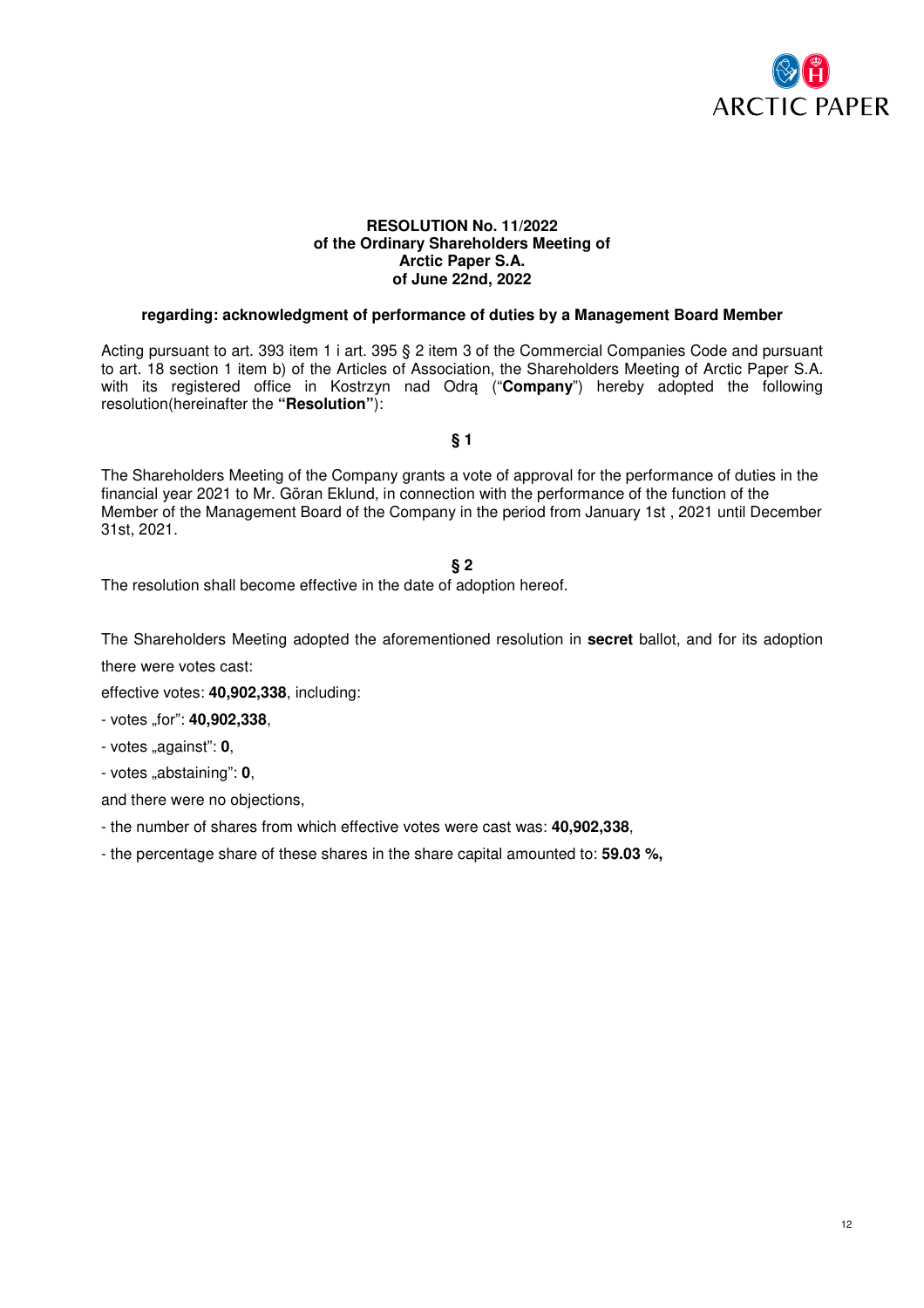**RESOLUTION No. 11/2022**
**of the Ordinary Shareholders Meeting of**
**Arctic Paper S.A.**
**of June 22nd, 2022**

**regarding: acknowledgment of performance of duties by a Management Board Member**

Acting pursuant to art. 393 item 1 i art. 395 § 2 item 3 of the Commercial Companies Code and pursuant to art. 18 section 1 item b) of the Articles of Association, the Shareholders Meeting of Arctic Paper S.A. with its registered office in Kostrzyn nad Odrą ("**Company**") hereby adopted the following resolution(hereinafter the **"Resolution"**):

**§ 1**

The Shareholders Meeting of the Company grants a vote of approval for the performance of duties in the financial year 2021 to Mr. Göran Eklund, in connection with the performance of the function of the Member of the Management Board of the Company in the period from January 1st , 2021 until December 31st, 2021.

**§ 2**

The resolution shall become effective in the date of adoption hereof.

The Shareholders Meeting adopted the aforementioned resolution in **secret** ballot, and for its adoption there were votes cast:

effective votes: **40,902,338**, including:

- votes „for": **40,902,338**,
- votes „against": **0**,
- votes „abstaining": **0**,

and there were no objections,

- the number of shares from which effective votes were cast was: **40,902,338**,
- the percentage share of these shares in the share capital amounted to: **59.03 %,**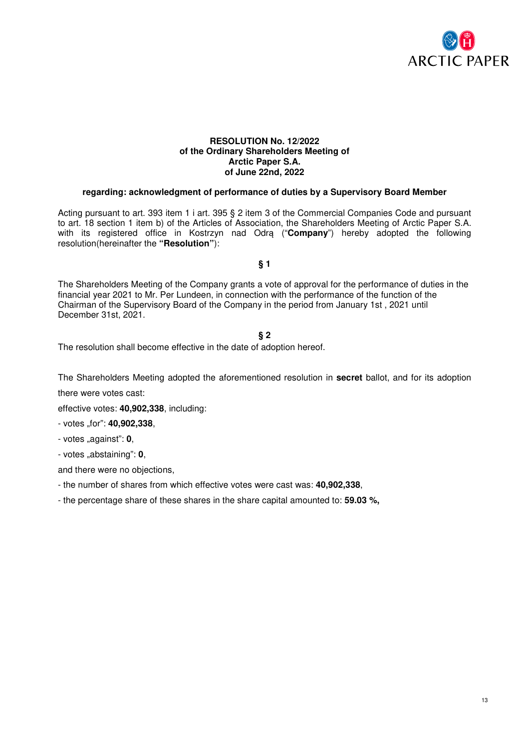**RESOLUTION No. 12/2022**
**of the Ordinary Shareholders Meeting of**
**Arctic Paper S.A.**
**of June 22nd, 2022**

**regarding: acknowledgment of performance of duties by a Supervisory Board Member**

Acting pursuant to art. 393 item 1 i art. 395 § 2 item 3 of the Commercial Companies Code and pursuant to art. 18 section 1 item b) of the Articles of Association, the Shareholders Meeting of Arctic Paper S.A. with its registered office in Kostrzyn nad Odrą ("**Company**") hereby adopted the following resolution(hereinafter the **"Resolution"**):

**§ 1**

The Shareholders Meeting of the Company grants a vote of approval for the performance of duties in the financial year 2021 to Mr. Per Lundeen, in connection with the performance of the function of the Chairman of the Supervisory Board of the Company in the period from January 1st , 2021 until December 31st, 2021.

**§ 2**

The resolution shall become effective in the date of adoption hereof.

The Shareholders Meeting adopted the aforementioned resolution in **secret** ballot, and for its adoption there were votes cast:

effective votes: **40,902,338**, including:

- votes „for": **40,902,338**,
- votes „against": **0**,
- votes „abstaining": **0**,

and there were no objections,

- the number of shares from which effective votes were cast was: **40,902,338**,
- the percentage share of these shares in the share capital amounted to: **59.03 %,**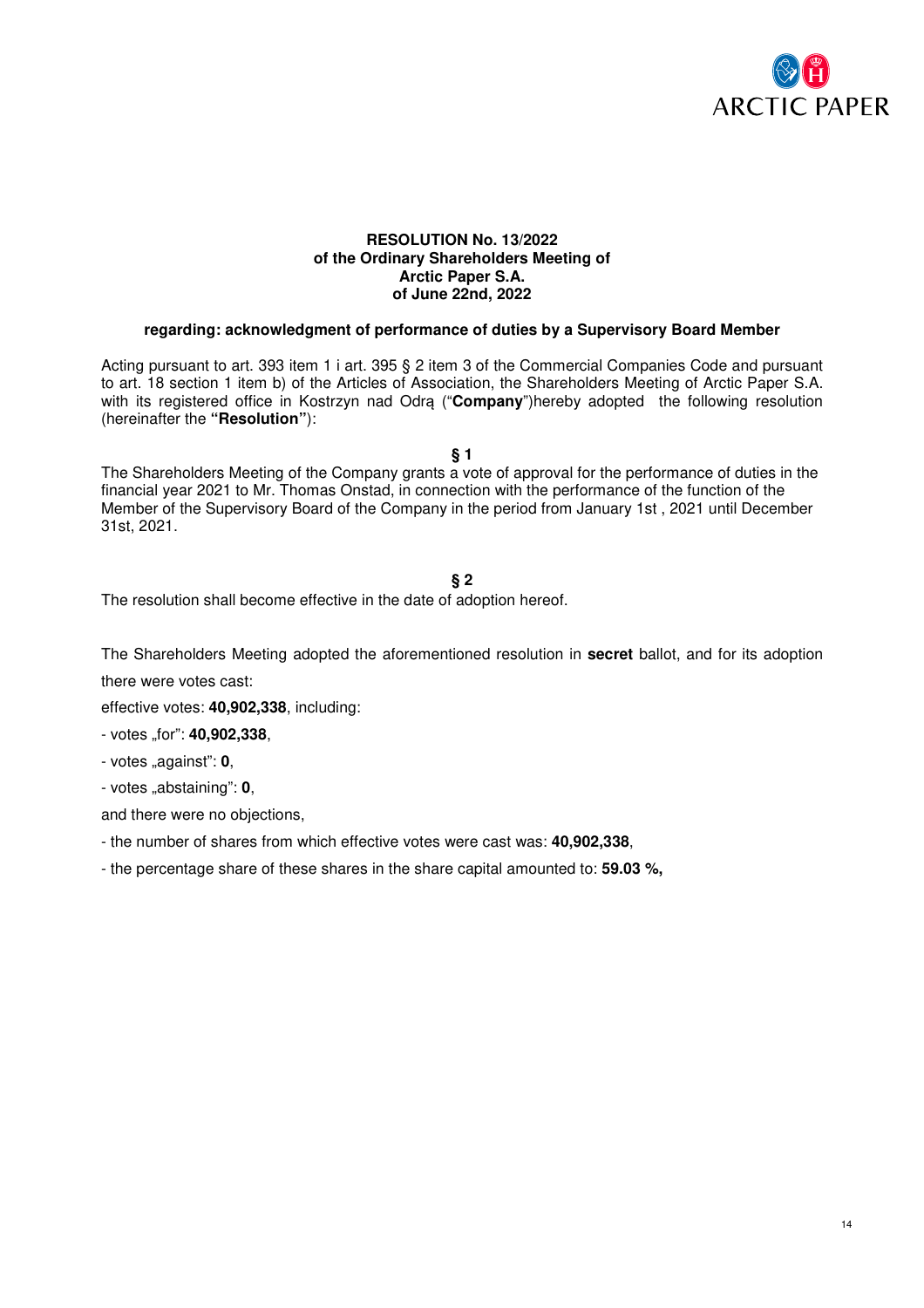**RESOLUTION No. 13/2022**
**of the Ordinary Shareholders Meeting of**
**Arctic Paper S.A.**
**of June 22nd, 2022**

**regarding: acknowledgment of performance of duties by a Supervisory Board Member**

Acting pursuant to art. 393 item 1 i art. 395 § 2 item 3 of the Commercial Companies Code and pursuant to art. 18 section 1 item b) of the Articles of Association, the Shareholders Meeting of Arctic Paper S.A. with its registered office in Kostrzyn nad Odrą ("**Company**")hereby adopted the following resolution (hereinafter the **"Resolution"**):

**§ 1**

The Shareholders Meeting of the Company grants a vote of approval for the performance of duties in the financial year 2021 to Mr. Thomas Onstad, in connection with the performance of the function of the Member of the Supervisory Board of the Company in the period from January 1st , 2021 until December 31st, 2021.

**§ 2**

The resolution shall become effective in the date of adoption hereof.

The Shareholders Meeting adopted the aforementioned resolution in **secret** ballot, and for its adoption there were votes cast:

effective votes: **40,902,338**, including:

- votes „for": **40,902,338**,
- votes „against": **0**,
- votes „abstaining": **0**,

and there were no objections,

- the number of shares from which effective votes were cast was: **40,902,338**,
- the percentage share of these shares in the share capital amounted to: **59.03 %,**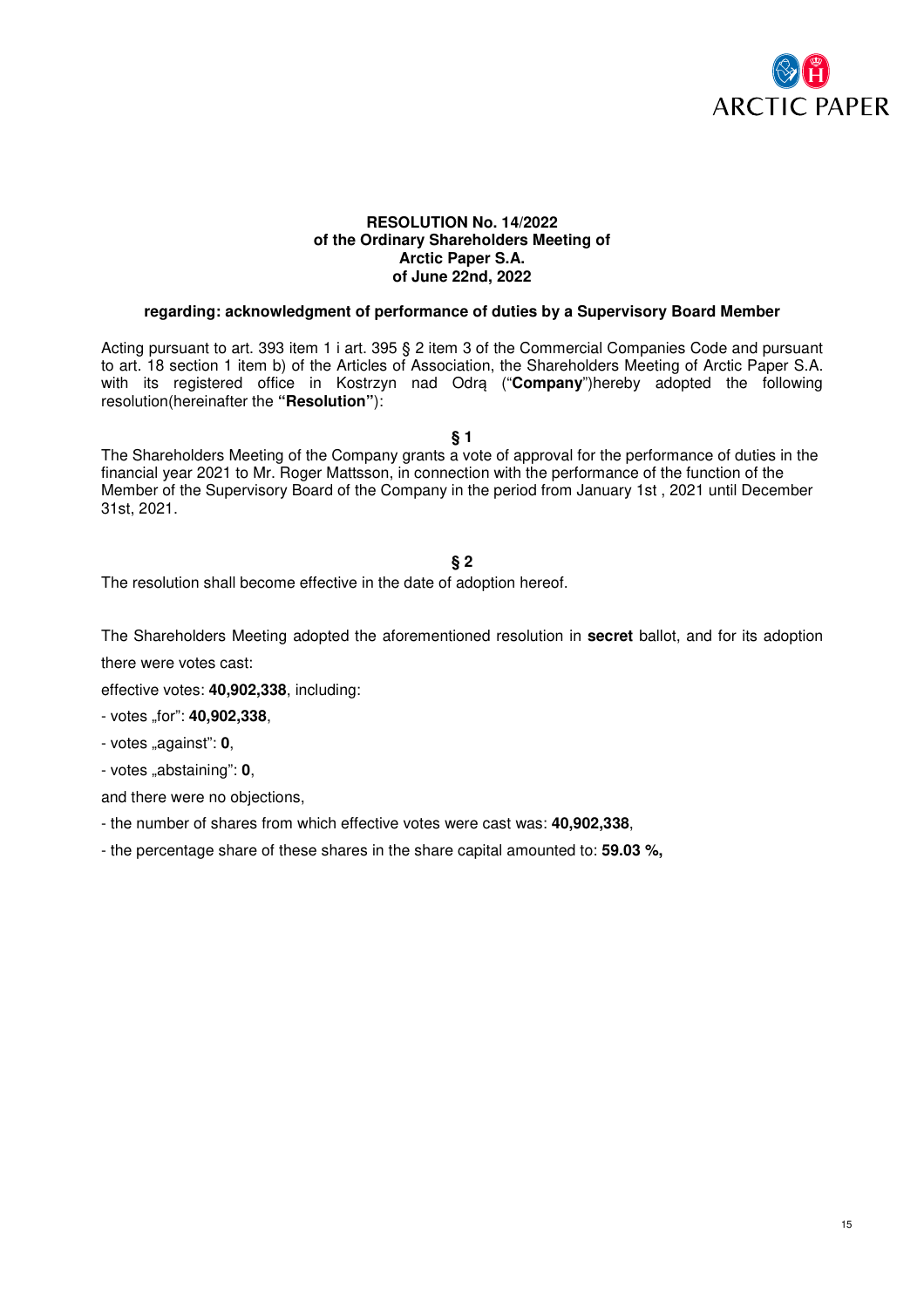**RESOLUTION No. 14/2022**
**of the Ordinary Shareholders Meeting of**
**Arctic Paper S.A.**
**of June 22nd, 2022**

**regarding: acknowledgment of performance of duties by a Supervisory Board Member**

Acting pursuant to art. 393 item 1 i art. 395 § 2 item 3 of the Commercial Companies Code and pursuant to art. 18 section 1 item b) of the Articles of Association, the Shareholders Meeting of Arctic Paper S.A. with its registered office in Kostrzyn nad Odrą ("**Company**")hereby adopted the following resolution(hereinafter the **"Resolution"**):

**§ 1**

The Shareholders Meeting of the Company grants a vote of approval for the performance of duties in the financial year 2021 to Mr. Roger Mattsson, in connection with the performance of the function of the Member of the Supervisory Board of the Company in the period from January 1st , 2021 until December 31st, 2021.

**§ 2**

The resolution shall become effective in the date of adoption hereof.

The Shareholders Meeting adopted the aforementioned resolution in **secret** ballot, and for its adoption there were votes cast:

effective votes: **40,902,338**, including:

- votes „for": **40,902,338**,
- votes „against": **0**,
- votes „abstaining": **0**,

and there were no objections,

- the number of shares from which effective votes were cast was: **40,902,338**,
- the percentage share of these shares in the share capital amounted to: **59.03 %,**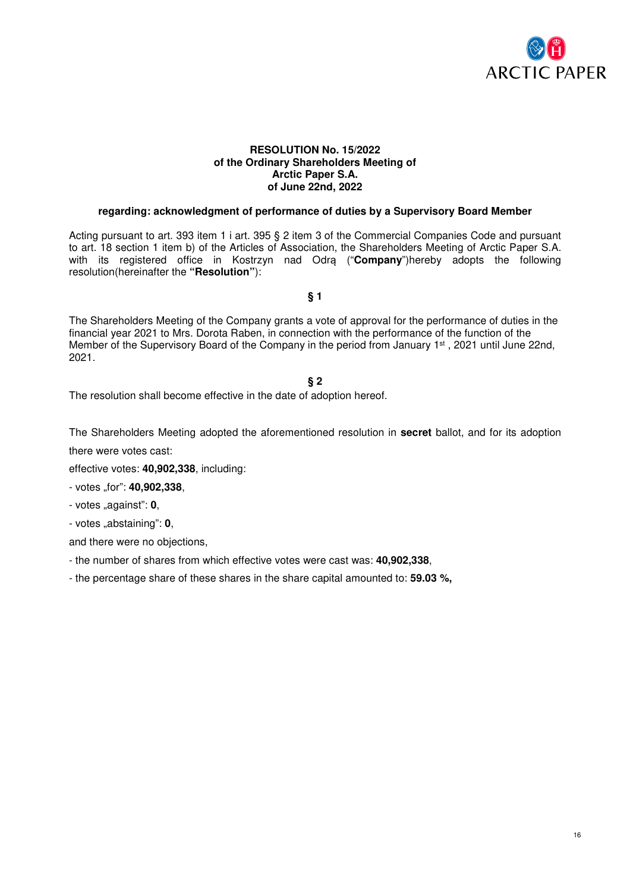**RESOLUTION No. 15/2022**
**of the Ordinary Shareholders Meeting of**
**Arctic Paper S.A.**
**of June 22nd, 2022**

**regarding: acknowledgment of performance of duties by a Supervisory Board Member**

Acting pursuant to art. 393 item 1 i art. 395 § 2 item 3 of the Commercial Companies Code and pursuant to art. 18 section 1 item b) of the Articles of Association, the Shareholders Meeting of Arctic Paper S.A. with its registered office in Kostrzyn nad Odrą ("**Company**")hereby adopts the following resolution(hereinafter the **"Resolution"**):

**§ 1**

The Shareholders Meeting of the Company grants a vote of approval for the performance of duties in the financial year 2021 to Mrs. Dorota Raben, in connection with the performance of the function of the Member of the Supervisory Board of the Company in the period from January 1st , 2021 until June 22nd, 2021.

**§ 2**

The resolution shall become effective in the date of adoption hereof.

The Shareholders Meeting adopted the aforementioned resolution in **secret** ballot, and for its adoption there were votes cast:

effective votes: **40,902,338**, including:

- votes „for": **40,902,338**,
- votes „against": **0**,
- votes „abstaining": **0**,

and there were no objections,

- the number of shares from which effective votes were cast was: **40,902,338**,
- the percentage share of these shares in the share capital amounted to: **59.03 %,**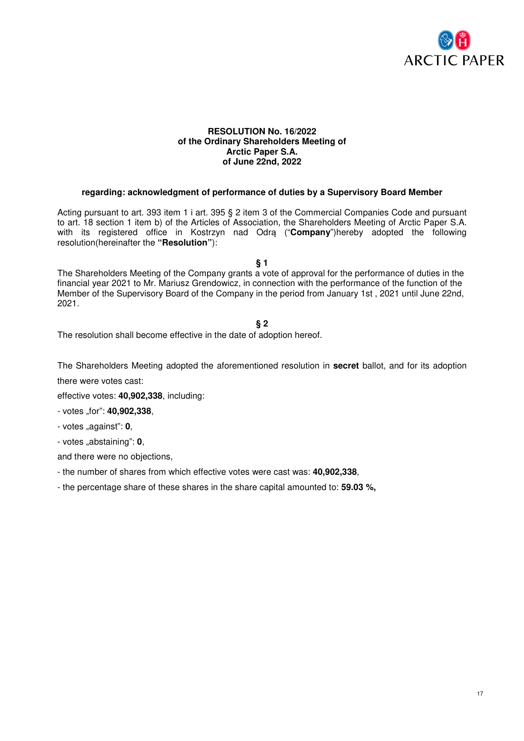**RESOLUTION No. 16/2022**
**of the Ordinary Shareholders Meeting of**
**Arctic Paper S.A.**
**of June 22nd, 2022**

**regarding: acknowledgment of performance of duties by a Supervisory Board Member**

Acting pursuant to art. 393 item 1 i art. 395 § 2 item 3 of the Commercial Companies Code and pursuant to art. 18 section 1 item b) of the Articles of Association, the Shareholders Meeting of Arctic Paper S.A. with its registered office in Kostrzyn nad Odrą ("**Company**")hereby adopted the following resolution(hereinafter the **"Resolution"**):

**§ 1**

The Shareholders Meeting of the Company grants a vote of approval for the performance of duties in the financial year 2021 to Mr. Mariusz Grendowicz, in connection with the performance of the function of the Member of the Supervisory Board of the Company in the period from January 1st , 2021 until June 22nd, 2021.

**§ 2**

The resolution shall become effective in the date of adoption hereof.

The Shareholders Meeting adopted the aforementioned resolution in **secret** ballot, and for its adoption there were votes cast:

effective votes: **40,902,338**, including:

- votes „for": **40,902,338**,
- votes „against": **0**,
- votes „abstaining": **0**,

and there were no objections,

- the number of shares from which effective votes were cast was: **40,902,338**,
- the percentage share of these shares in the share capital amounted to: **59.03 %,**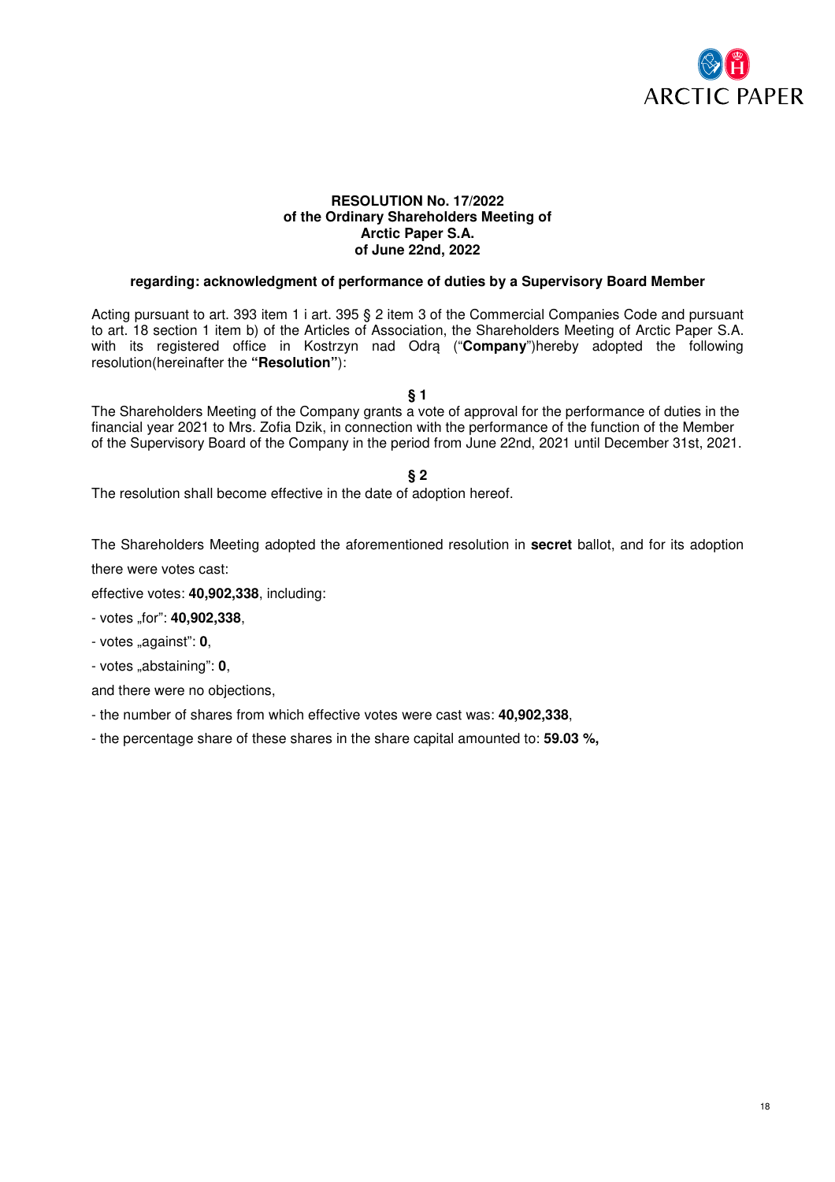**RESOLUTION No. 17/2022**
**of the Ordinary Shareholders Meeting of**
**Arctic Paper S.A.**
**of June 22nd, 2022**

**regarding: acknowledgment of performance of duties by a Supervisory Board Member**

Acting pursuant to art. 393 item 1 i art. 395 § 2 item 3 of the Commercial Companies Code and pursuant to art. 18 section 1 item b) of the Articles of Association, the Shareholders Meeting of Arctic Paper S.A. with its registered office in Kostrzyn nad Odrą ("**Company**")hereby adopted the following resolution(hereinafter the **"Resolution"**):

**§ 1**

The Shareholders Meeting of the Company grants a vote of approval for the performance of duties in the financial year 2021 to Mrs. Zofia Dzik, in connection with the performance of the function of the Member of the Supervisory Board of the Company in the period from June 22nd, 2021 until December 31st, 2021.

**§ 2**

The resolution shall become effective in the date of adoption hereof.

The Shareholders Meeting adopted the aforementioned resolution in **secret** ballot, and for its adoption there were votes cast:

effective votes: **40,902,338**, including:

- votes „for": **40,902,338**,
- votes „against": **0**,
- votes „abstaining": **0**,

and there were no objections,

- the number of shares from which effective votes were cast was: **40,902,338**,
- the percentage share of these shares in the share capital amounted to: **59.03 %,**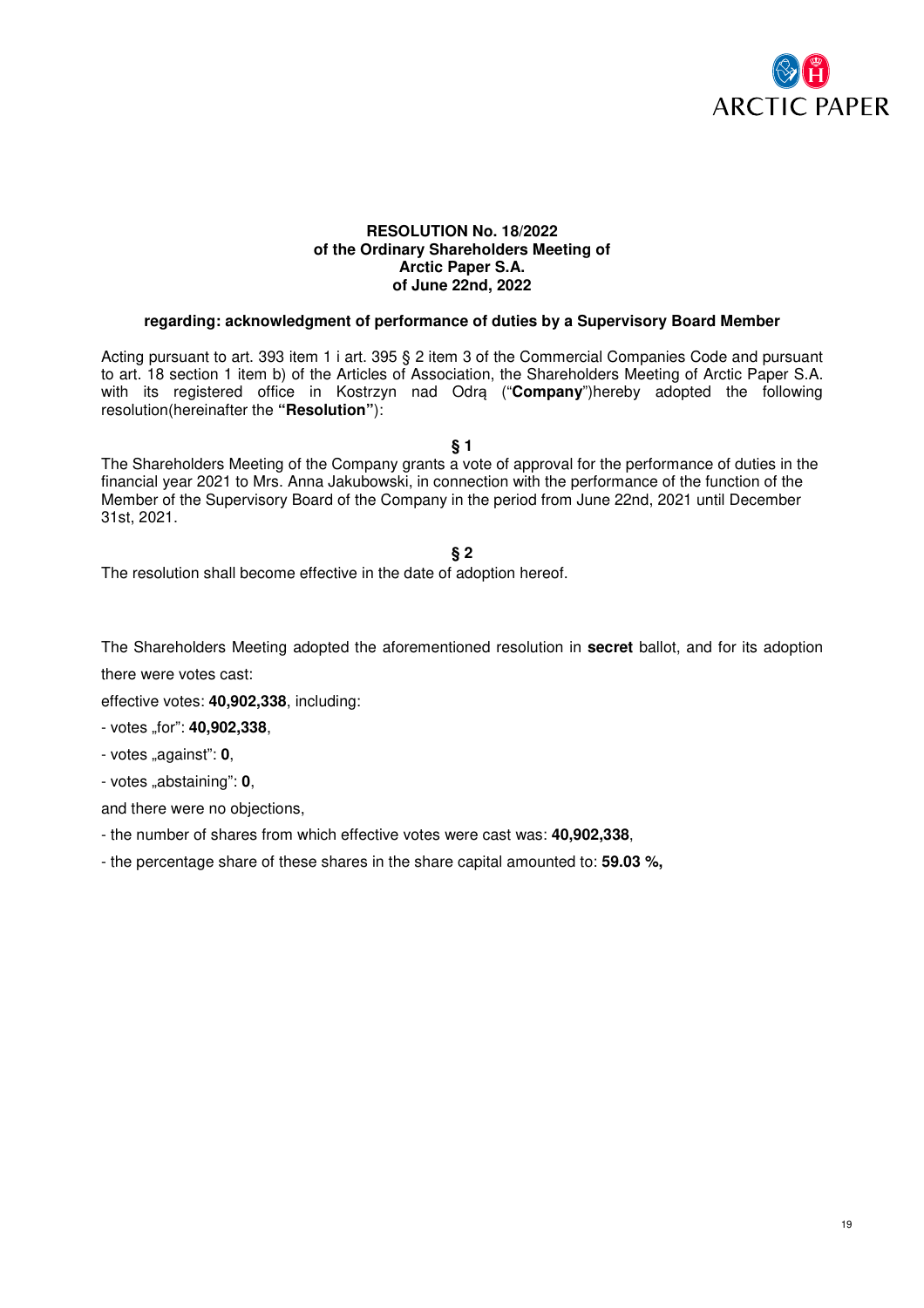**RESOLUTION No. 18/2022**
**of the Ordinary Shareholders Meeting of**
**Arctic Paper S.A.**
**of June 22nd, 2022**

**regarding: acknowledgment of performance of duties by a Supervisory Board Member**

Acting pursuant to art. 393 item 1 i art. 395 § 2 item 3 of the Commercial Companies Code and pursuant to art. 18 section 1 item b) of the Articles of Association, the Shareholders Meeting of Arctic Paper S.A. with its registered office in Kostrzyn nad Odrą ("**Company**")hereby adopted the following resolution(hereinafter the **"Resolution"**):

**§ 1**

The Shareholders Meeting of the Company grants a vote of approval for the performance of duties in the financial year 2021 to Mrs. Anna Jakubowski, in connection with the performance of the function of the Member of the Supervisory Board of the Company in the period from June 22nd, 2021 until December 31st, 2021.

**§ 2**

The resolution shall become effective in the date of adoption hereof.

The Shareholders Meeting adopted the aforementioned resolution in **secret** ballot, and for its adoption there were votes cast:

effective votes: **40,902,338**, including:

- votes „for": **40,902,338**,

- votes „against": **0**,

- votes „abstaining": **0**,

and there were no objections,

- the number of shares from which effective votes were cast was: **40,902,338**,

- the percentage share of these shares in the share capital amounted to: **59.03 %,**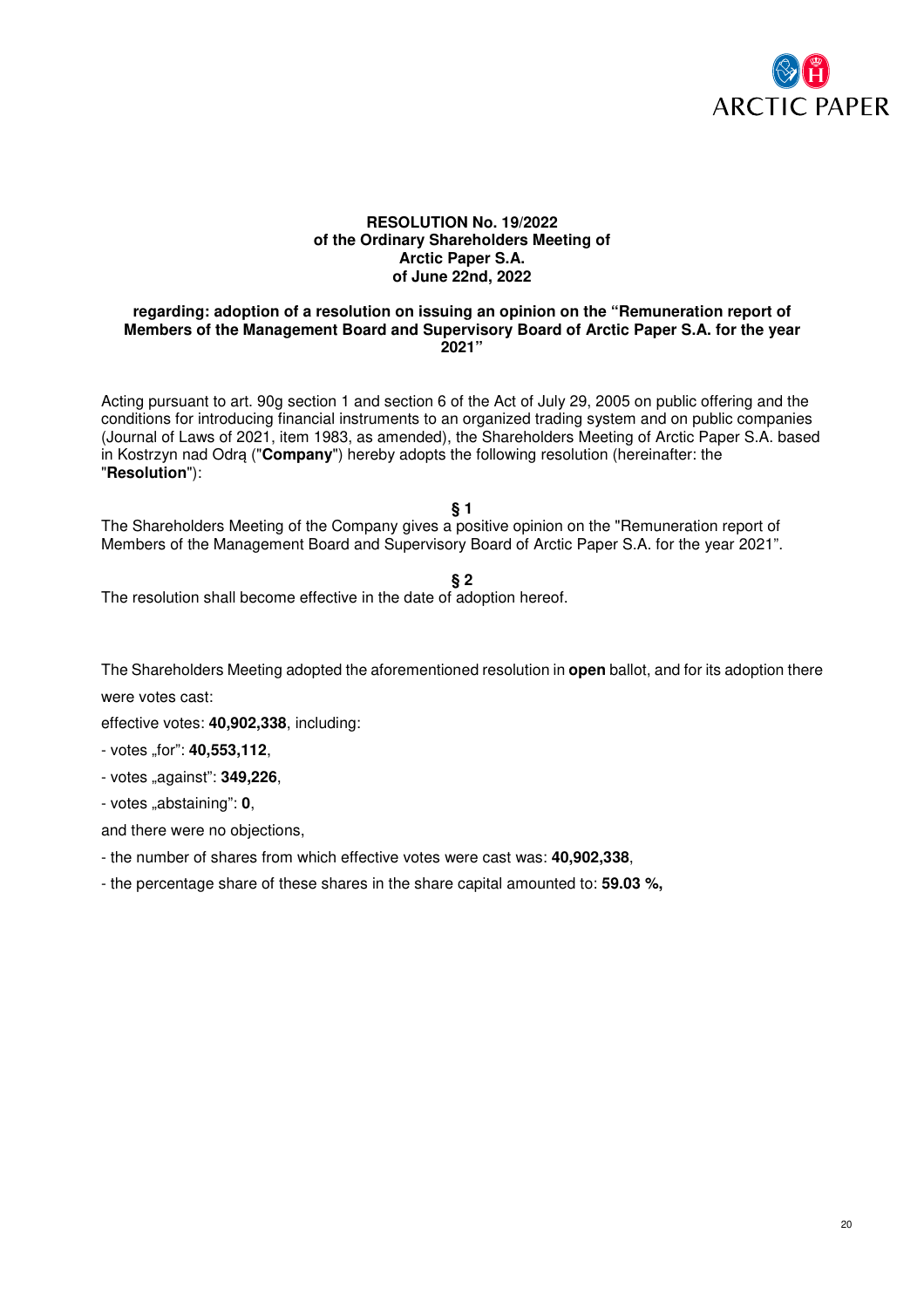**RESOLUTION No. 19/2022**
**of the Ordinary Shareholders Meeting of**
**Arctic Paper S.A.**
**of June 22nd, 2022**

**regarding: adoption of a resolution on issuing an opinion on the "Remuneration report of Members of the Management Board and Supervisory Board of Arctic Paper S.A. for the year 2021"**

Acting pursuant to art. 90g section 1 and section 6 of the Act of July 29, 2005 on public offering and the conditions for introducing financial instruments to an organized trading system and on public companies (Journal of Laws of 2021, item 1983, as amended), the Shareholders Meeting of Arctic Paper S.A. based in Kostrzyn nad Odrą ("**Company**") hereby adopts the following resolution (hereinafter: the "**Resolution**"):

**§ 1**

The Shareholders Meeting of the Company gives a positive opinion on the "Remuneration report of Members of the Management Board and Supervisory Board of Arctic Paper S.A. for the year 2021".

**§ 2**

The resolution shall become effective in the date of adoption hereof.

The Shareholders Meeting adopted the aforementioned resolution in **open** ballot, and for its adoption there were votes cast:

effective votes: **40,902,338**, including:

- votes „for": **40,553,112**,
- votes „against": **349,226**,
- votes „abstaining": **0**,

and there were no objections,

- the number of shares from which effective votes were cast was: **40,902,338**,
- the percentage share of these shares in the share capital amounted to: **59.03 %,**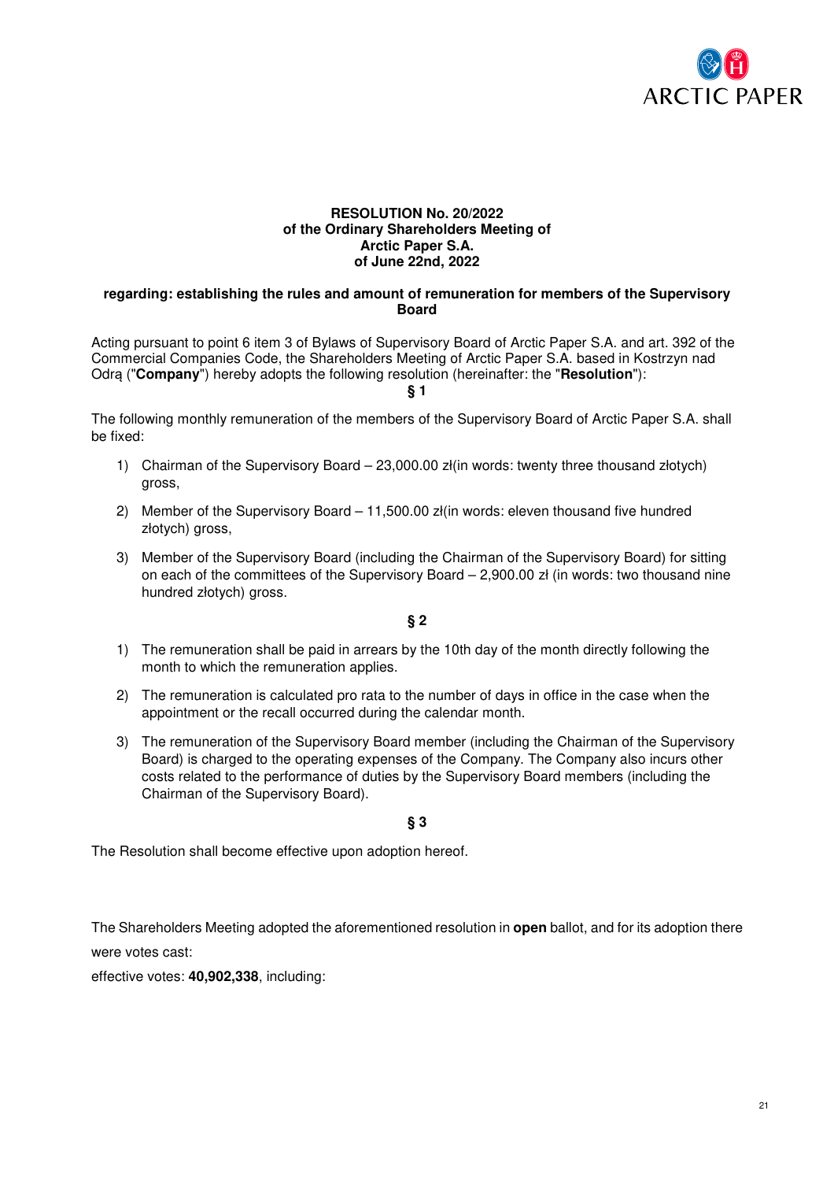**RESOLUTION No. 20/2022**
**of the Ordinary Shareholders Meeting of**
**Arctic Paper S.A.**
**of June 22nd, 2022**

**regarding: establishing the rules and amount of remuneration for members of the Supervisory Board**

Acting pursuant to point 6 item 3 of Bylaws of Supervisory Board of Arctic Paper S.A. and art. 392 of the Commercial Companies Code, the Shareholders Meeting of Arctic Paper S.A. based in Kostrzyn nad Odrą ("**Company**") hereby adopts the following resolution (hereinafter: the "**Resolution**"):

**§ 1**

The following monthly remuneration of the members of the Supervisory Board of Arctic Paper S.A. shall be fixed:

1) Chairman of the Supervisory Board – 23,000.00 zł(in words: twenty three thousand złotych) gross,
2) Member of the Supervisory Board – 11,500.00 zł(in words: eleven thousand five hundred złotych) gross,
3) Member of the Supervisory Board (including the Chairman of the Supervisory Board) for sitting on each of the committees of the Supervisory Board – 2,900.00 zł (in words: two thousand nine hundred złotych) gross.

**§ 2**

1) The remuneration shall be paid in arrears by the 10th day of the month directly following the month to which the remuneration applies.
2) The remuneration is calculated pro rata to the number of days in office in the case when the appointment or the recall occurred during the calendar month.
3) The remuneration of the Supervisory Board member (including the Chairman of the Supervisory Board) is charged to the operating expenses of the Company. The Company also incurs other costs related to the performance of duties by the Supervisory Board members (including the Chairman of the Supervisory Board).

**§ 3**

The Resolution shall become effective upon adoption hereof.

The Shareholders Meeting adopted the aforementioned resolution in **open** ballot, and for its adoption there were votes cast:

effective votes: **40,902,338**, including: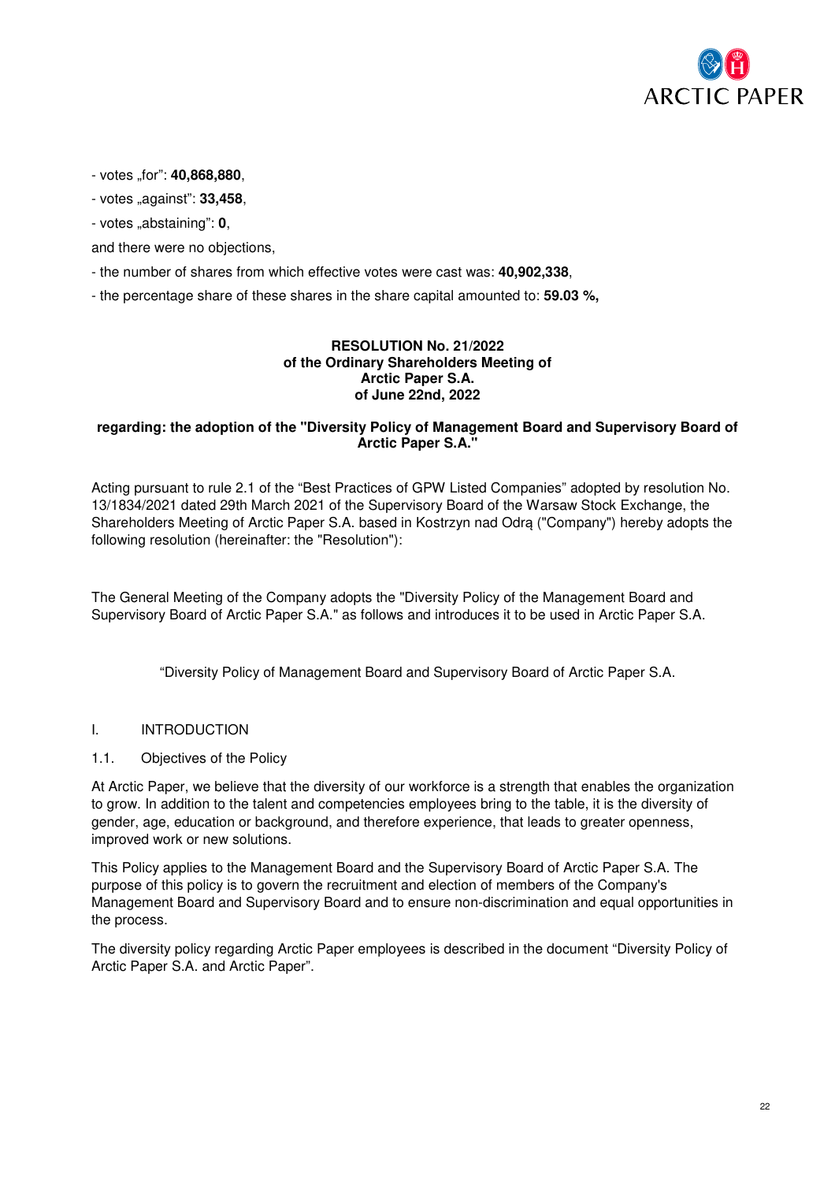- votes „for": **40,868,880**,

- votes „against": **33,458**,

- votes „abstaining": **0**,

and there were no objections,

- the number of shares from which effective votes were cast was: **40,902,338**,

- the percentage share of these shares in the share capital amounted to: **59.03 %,**

**RESOLUTION No. 21/2022**
**of the Ordinary Shareholders Meeting of**
**Arctic Paper S.A.**
**of June 22nd, 2022**

**regarding: the adoption of the "Diversity Policy of Management Board and Supervisory Board of Arctic Paper S.A."**

Acting pursuant to rule 2.1 of the "Best Practices of GPW Listed Companies" adopted by resolution No. 13/1834/2021 dated 29th March 2021 of the Supervisory Board of the Warsaw Stock Exchange, the Shareholders Meeting of Arctic Paper S.A. based in Kostrzyn nad Odrą ("Company") hereby adopts the following resolution (hereinafter: the "Resolution"):

The General Meeting of the Company adopts the "Diversity Policy of the Management Board and Supervisory Board of Arctic Paper S.A." as follows and introduces it to be used in Arctic Paper S.A.

"Diversity Policy of Management Board and Supervisory Board of Arctic Paper S.A.

I. INTRODUCTION

1.1. Objectives of the Policy

At Arctic Paper, we believe that the diversity of our workforce is a strength that enables the organization to grow. In addition to the talent and competencies employees bring to the table, it is the diversity of gender, age, education or background, and therefore experience, that leads to greater openness, improved work or new solutions.

This Policy applies to the Management Board and the Supervisory Board of Arctic Paper S.A. The purpose of this policy is to govern the recruitment and election of members of the Company's Management Board and Supervisory Board and to ensure non-discrimination and equal opportunities in the process.

The diversity policy regarding Arctic Paper employees is described in the document "Diversity Policy of Arctic Paper S.A. and Arctic Paper".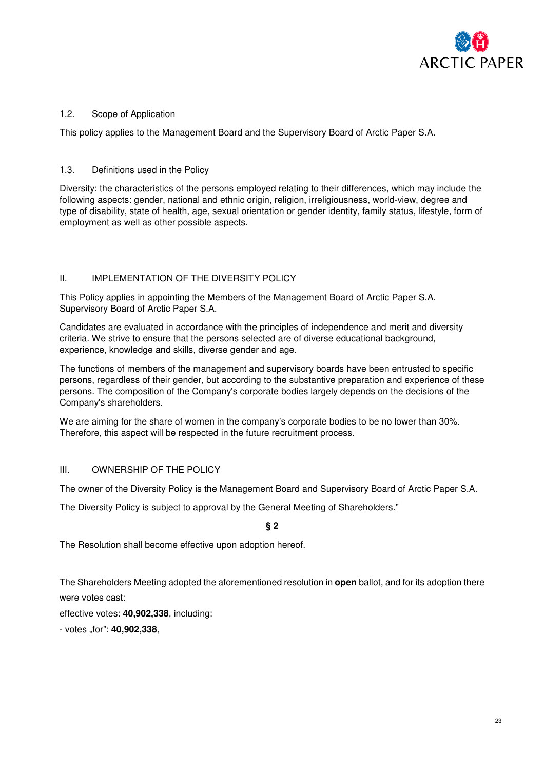1.2. Scope of Application

This policy applies to the Management Board and the Supervisory Board of Arctic Paper S.A.

1.3. Definitions used in the Policy

Diversity: the characteristics of the persons employed relating to their differences, which may include the following aspects: gender, national and ethnic origin, religion, irreligiousness, world-view, degree and type of disability, state of health, age, sexual orientation or gender identity, family status, lifestyle, form of employment as well as other possible aspects.

II. IMPLEMENTATION OF THE DIVERSITY POLICY

This Policy applies in appointing the Members of the Management Board of Arctic Paper S.A. Supervisory Board of Arctic Paper S.A.

Candidates are evaluated in accordance with the principles of independence and merit and diversity criteria. We strive to ensure that the persons selected are of diverse educational background, experience, knowledge and skills, diverse gender and age.

The functions of members of the management and supervisory boards have been entrusted to specific persons, regardless of their gender, but according to the substantive preparation and experience of these persons. The composition of the Company's corporate bodies largely depends on the decisions of the Company's shareholders.

We are aiming for the share of women in the company's corporate bodies to be no lower than 30%. Therefore, this aspect will be respected in the future recruitment process.

III. OWNERSHIP OF THE POLICY

The owner of the Diversity Policy is the Management Board and Supervisory Board of Arctic Paper S.A.

The Diversity Policy is subject to approval by the General Meeting of Shareholders."

**§ 2**

The Resolution shall become effective upon adoption hereof.

The Shareholders Meeting adopted the aforementioned resolution in **open** ballot, and for its adoption there were votes cast:

effective votes: **40,902,338**, including:

- votes „for": **40,902,338**,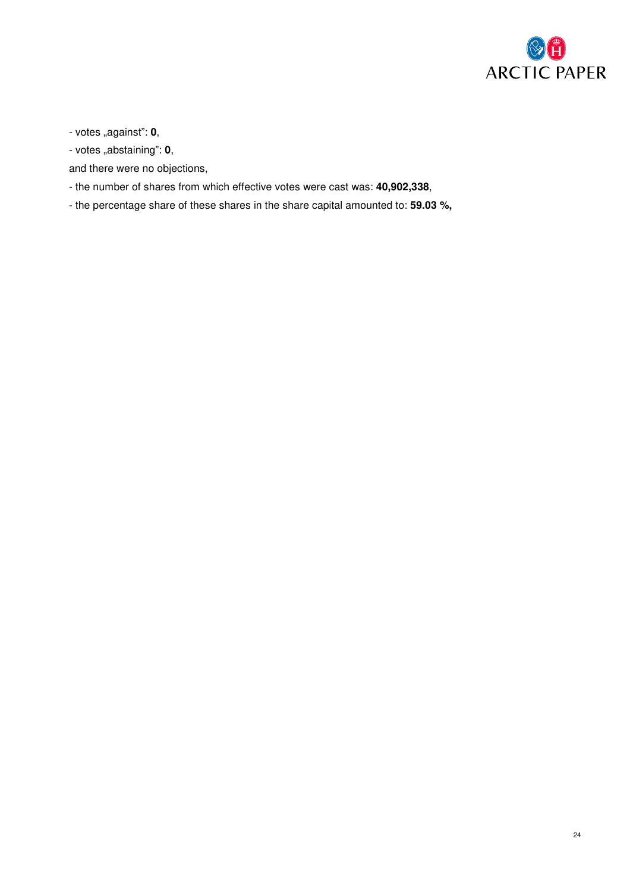- votes „against": **0**,

- votes „abstaining": **0**,

and there were no objections,

- the number of shares from which effective votes were cast was: **40,902,338**,

- the percentage share of these shares in the share capital amounted to: **59.03 %,**